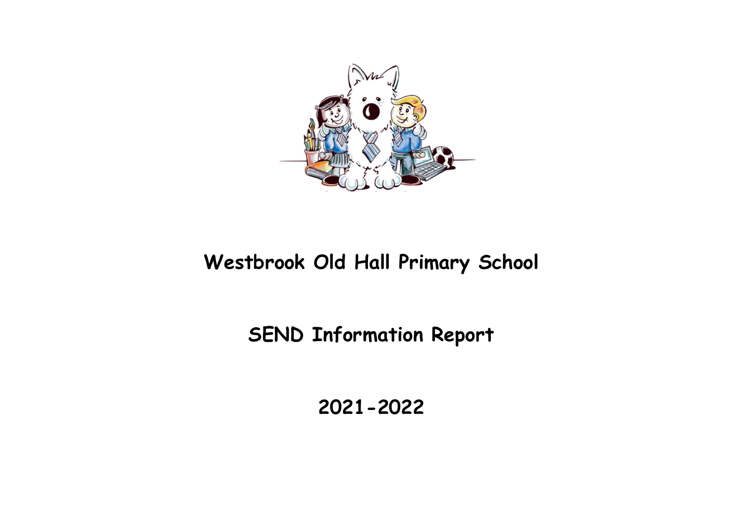# Westbrook Old Hall Primary School

## SEND Information Report

## 2021-2022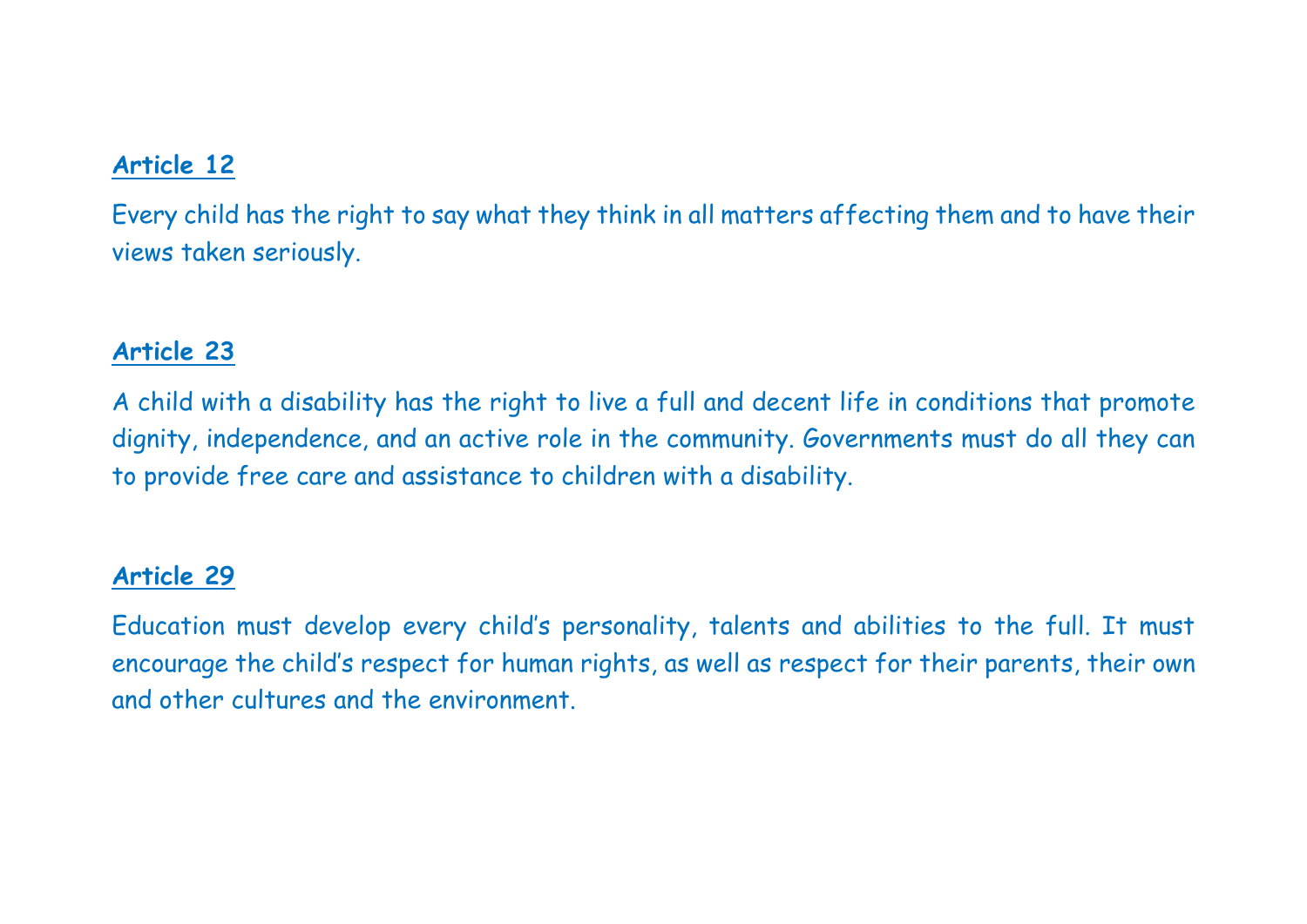**Article 12**

Every child has the right to say what they think in all matters affecting them and to have their views taken seriously.

**Article 23**

A child with a disability has the right to live a full and decent life in conditions that promote dignity, independence, and an active role in the community. Governments must do all they can to provide free care and assistance to children with a disability.

**Article 29**

Education must develop every child's personality, talents and abilities to the full. It must encourage the child's respect for human rights, as well as respect for their parents, their own and other cultures and the environment.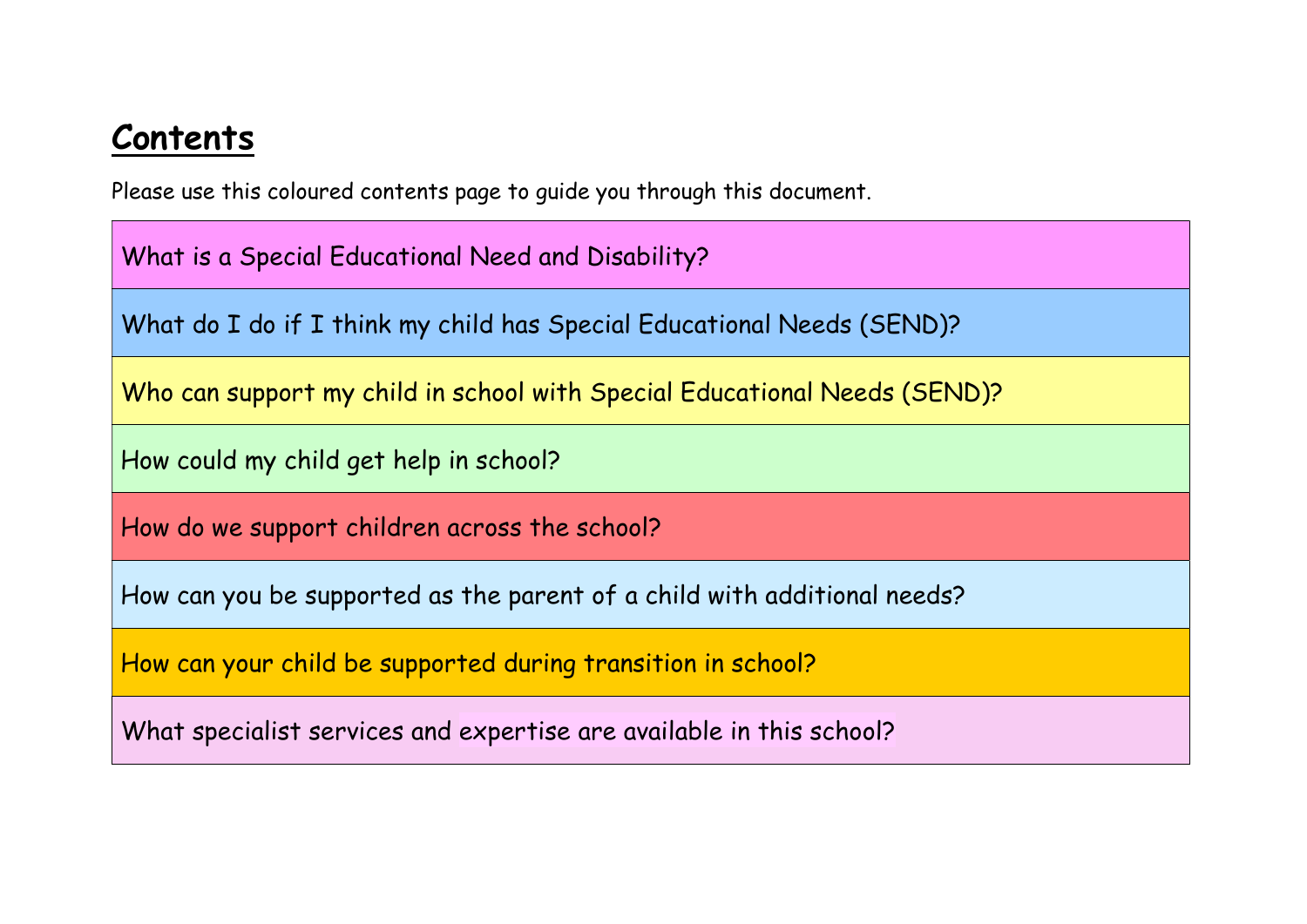# **Contents**

Please use this coloured contents page to guide you through this document.

| What is a Special Educational Need and Disability? |
|---|
| What do I do if I think my child has Special Educational Needs (SEND)? |
| Who can support my child in school with Special Educational Needs (SEND)? |
| How could my child get help in school? |
| How do we support children across the school? |
| How can you be supported as the parent of a child with additional needs? |
| How can your child be supported during transition in school? |
| What specialist services and expertise are available in this school? |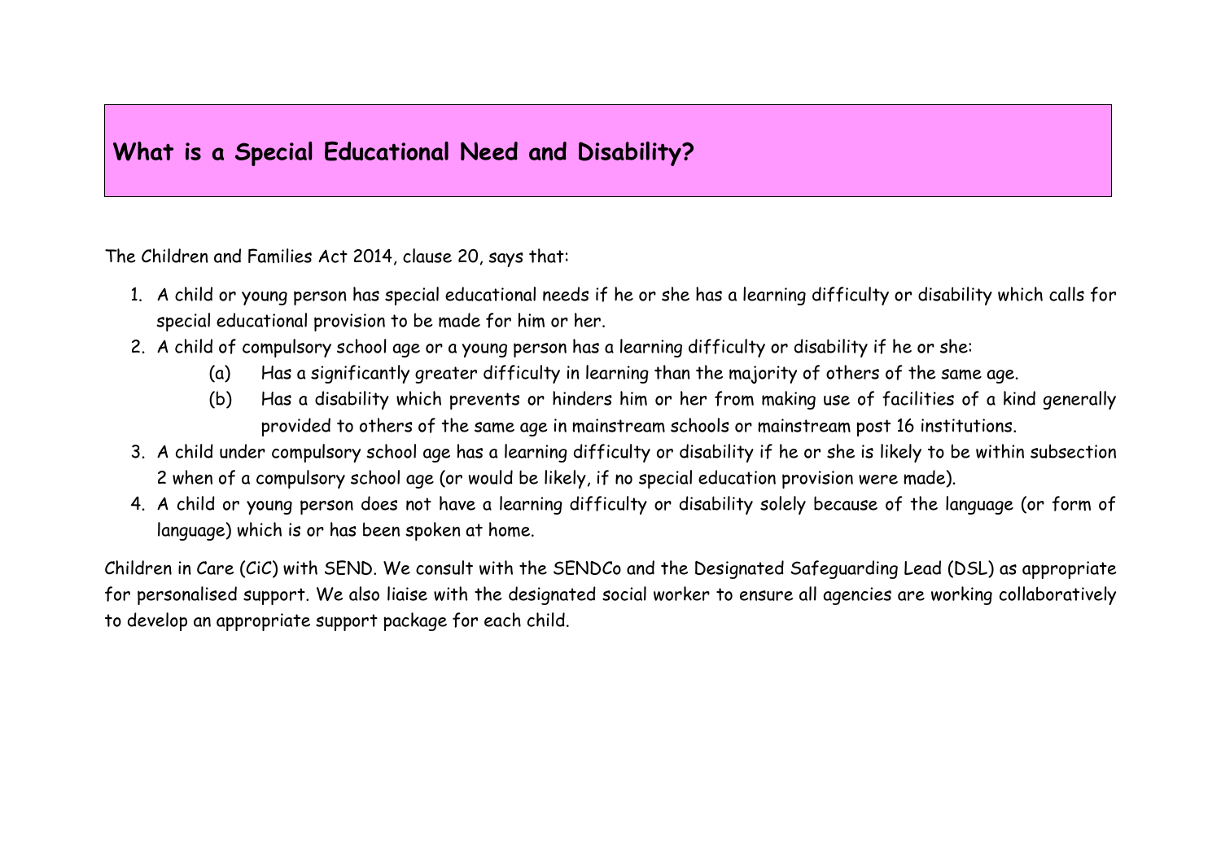## What is a Special Educational Need and Disability?

The Children and Families Act 2014, clause 20, says that:

1. A child or young person has special educational needs if he or she has a learning difficulty or disability which calls for special educational provision to be made for him or her.
2. A child of compulsory school age or a young person has a learning difficulty or disability if he or she:
   - (a) Has a significantly greater difficulty in learning than the majority of others of the same age.
   - (b) Has a disability which prevents or hinders him or her from making use of facilities of a kind generally provided to others of the same age in mainstream schools or mainstream post 16 institutions.
3. A child under compulsory school age has a learning difficulty or disability if he or she is likely to be within subsection 2 when of a compulsory school age (or would be likely, if no special education provision were made).
4. A child or young person does not have a learning difficulty or disability solely because of the language (or form of language) which is or has been spoken at home.

Children in Care (CiC) with SEND. We consult with the SENDCo and the Designated Safeguarding Lead (DSL) as appropriate for personalised support. We also liaise with the designated social worker to ensure all agencies are working collaboratively to develop an appropriate support package for each child.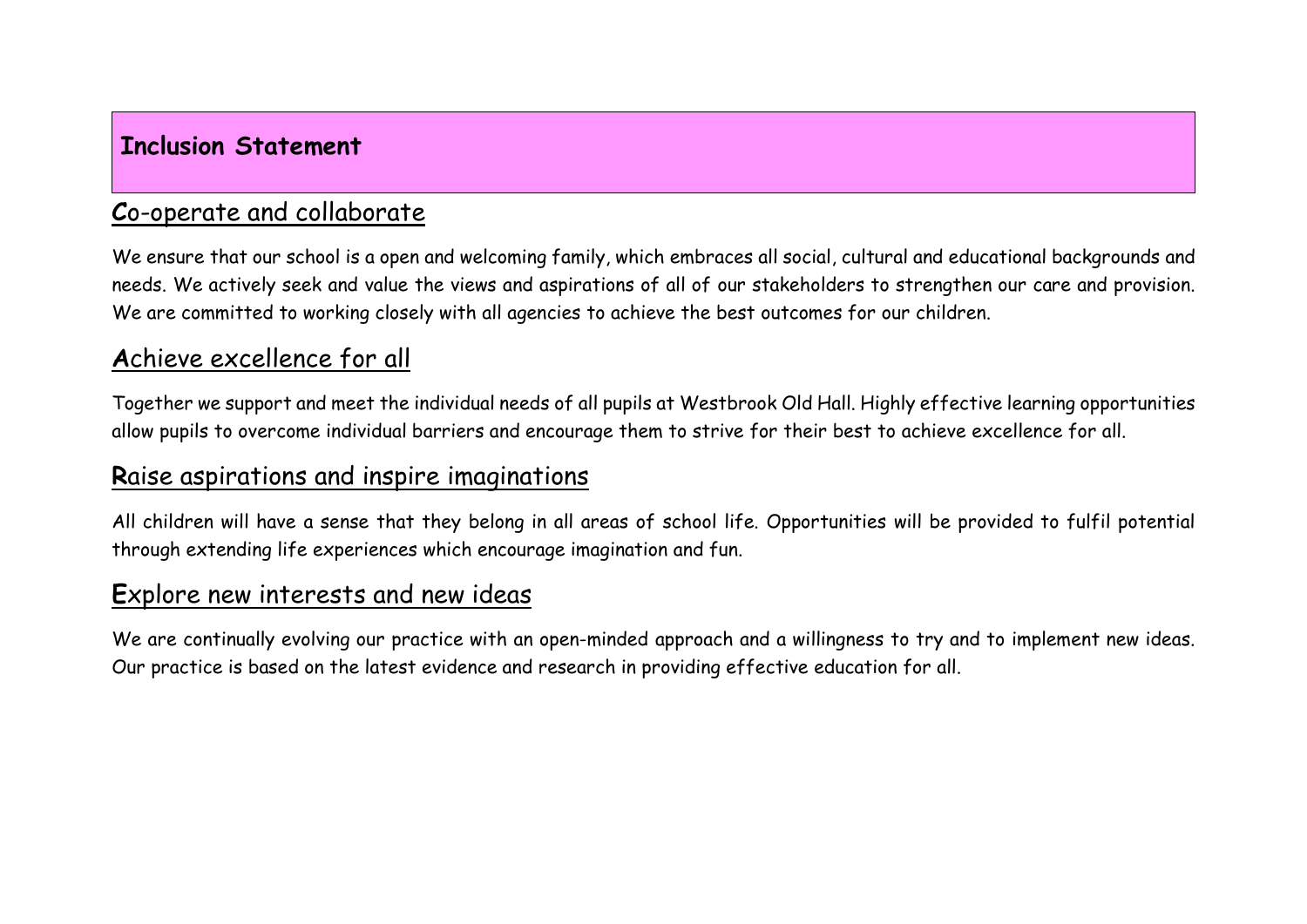# Inclusion Statement

## **C**o-operate and collaborate

We ensure that our school is a open and welcoming family, which embraces all social, cultural and educational backgrounds and needs. We actively seek and value the views and aspirations of all of our stakeholders to strengthen our care and provision. We are committed to working closely with all agencies to achieve the best outcomes for our children.

## **A**chieve excellence for all

Together we support and meet the individual needs of all pupils at Westbrook Old Hall. Highly effective learning opportunities allow pupils to overcome individual barriers and encourage them to strive for their best to achieve excellence for all.

## **R**aise aspirations and inspire imaginations

All children will have a sense that they belong in all areas of school life. Opportunities will be provided to fulfil potential through extending life experiences which encourage imagination and fun.

## **E**xplore new interests and new ideas

We are continually evolving our practice with an open-minded approach and a willingness to try and to implement new ideas. Our practice is based on the latest evidence and research in providing effective education for all.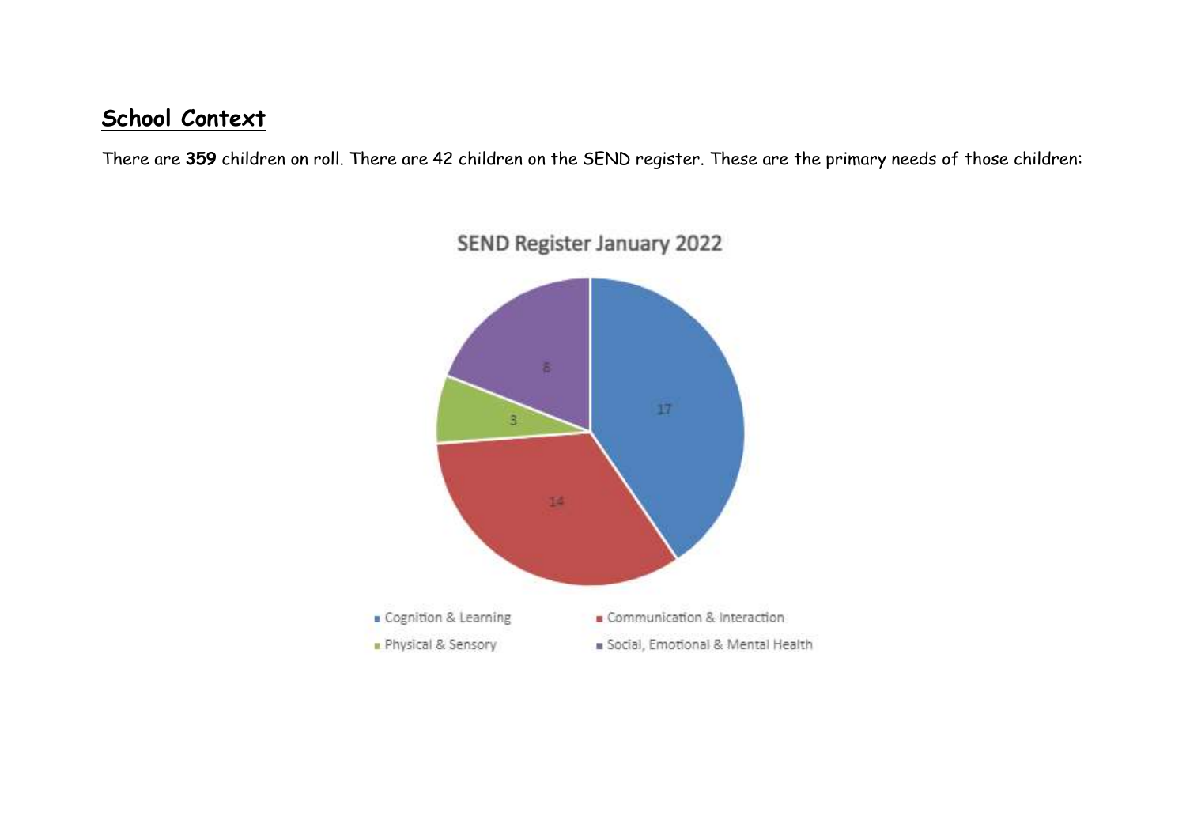## School Context

There are **359** children on roll. There are 42 children on the SEND register. These are the primary needs of those children:

**SEND Register January 2022**

| Primary Need | Number of Children |
| --- | --- |
| Cognition & Learning | 17 |
| Communication & Interaction | 14 |
| Physical & Sensory | 3 |
| Social, Emotional & Mental Health | 8 |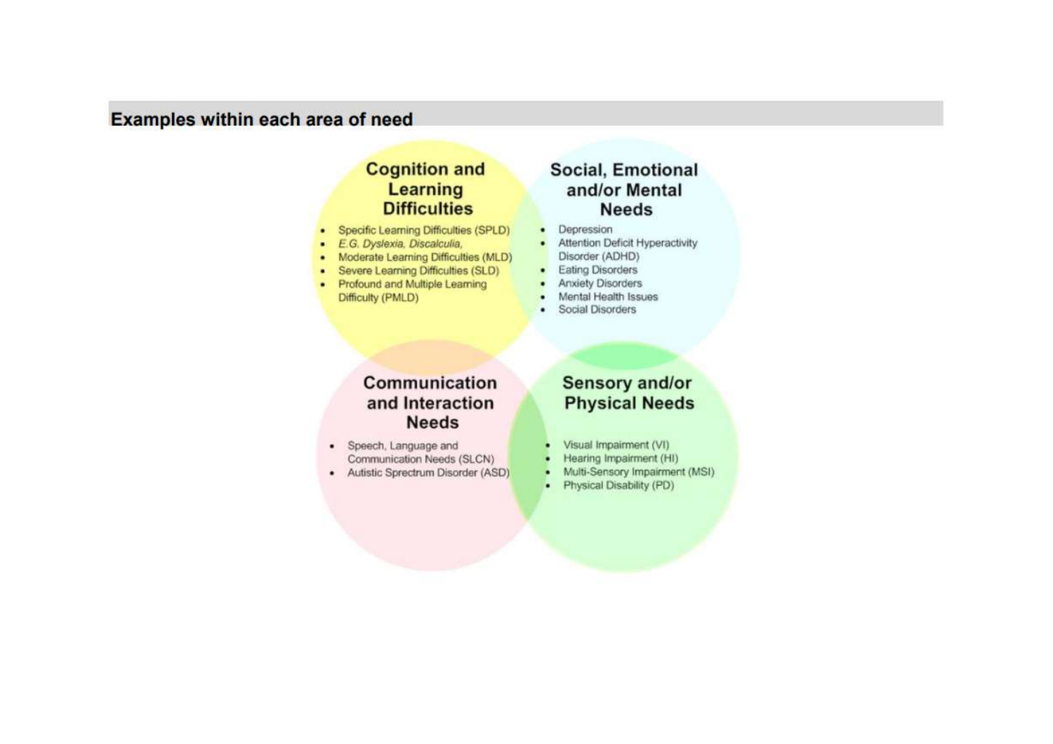## Examples within each area of need

### Cognition and Learning Difficulties

- Specific Learning Difficulties (SPLD)
- *E.G. Dyslexia, Discalculia,*
- Moderate Learning Difficulties (MLD)
- Severe Learning Difficulties (SLD)
- Profound and Multiple Learning Difficulty (PMLD)

### Social, Emotional and/or Mental Needs

- Depression
- Attention Deficit Hyperactivity Disorder (ADHD)
- Eating Disorders
- Anxiety Disorders
- Mental Health Issues
- Social Disorders

### Communication and Interaction Needs

- Speech, Language and Communication Needs (SLCN)
- Autistic Sprectrum Disorder (ASD)

### Sensory and/or Physical Needs

- Visual Impairment (VI)
- Hearing Impairment (HI)
- Multi-Sensory Impairment (MSI)
- Physical Disability (PD)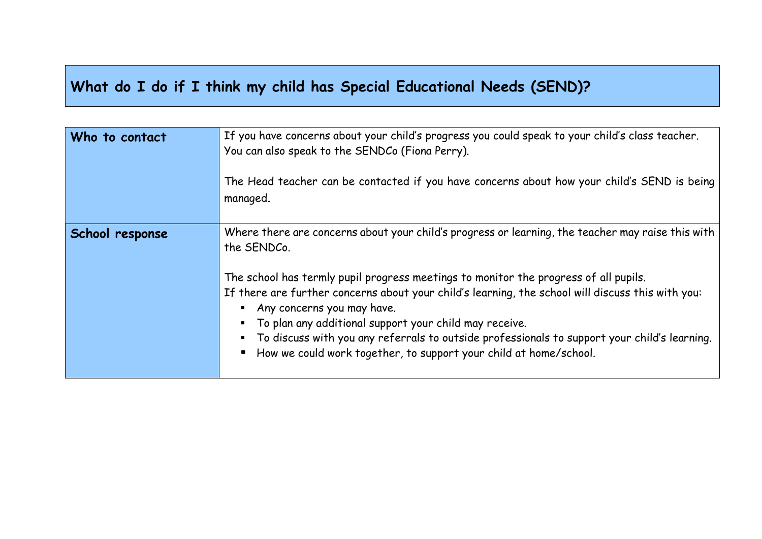## What do I do if I think my child has Special Educational Needs (SEND)?

| | |
|---|---|
| **Who to contact** | If you have concerns about your child's progress you could speak to your child's class teacher. You can also speak to the SENDCo (Fiona Perry).<br><br>The Head teacher can be contacted if you have concerns about how your child's SEND is being managed. |
| **School response** | Where there are concerns about your child's progress or learning, the teacher may raise this with the SENDCo.<br><br>The school has termly pupil progress meetings to monitor the progress of all pupils.<br>If there are further concerns about your child's learning, the school will discuss this with you:<br>▪ Any concerns you may have.<br>▪ To plan any additional support your child may receive.<br>▪ To discuss with you any referrals to outside professionals to support your child's learning.<br>▪ How we could work together, to support your child at home/school. |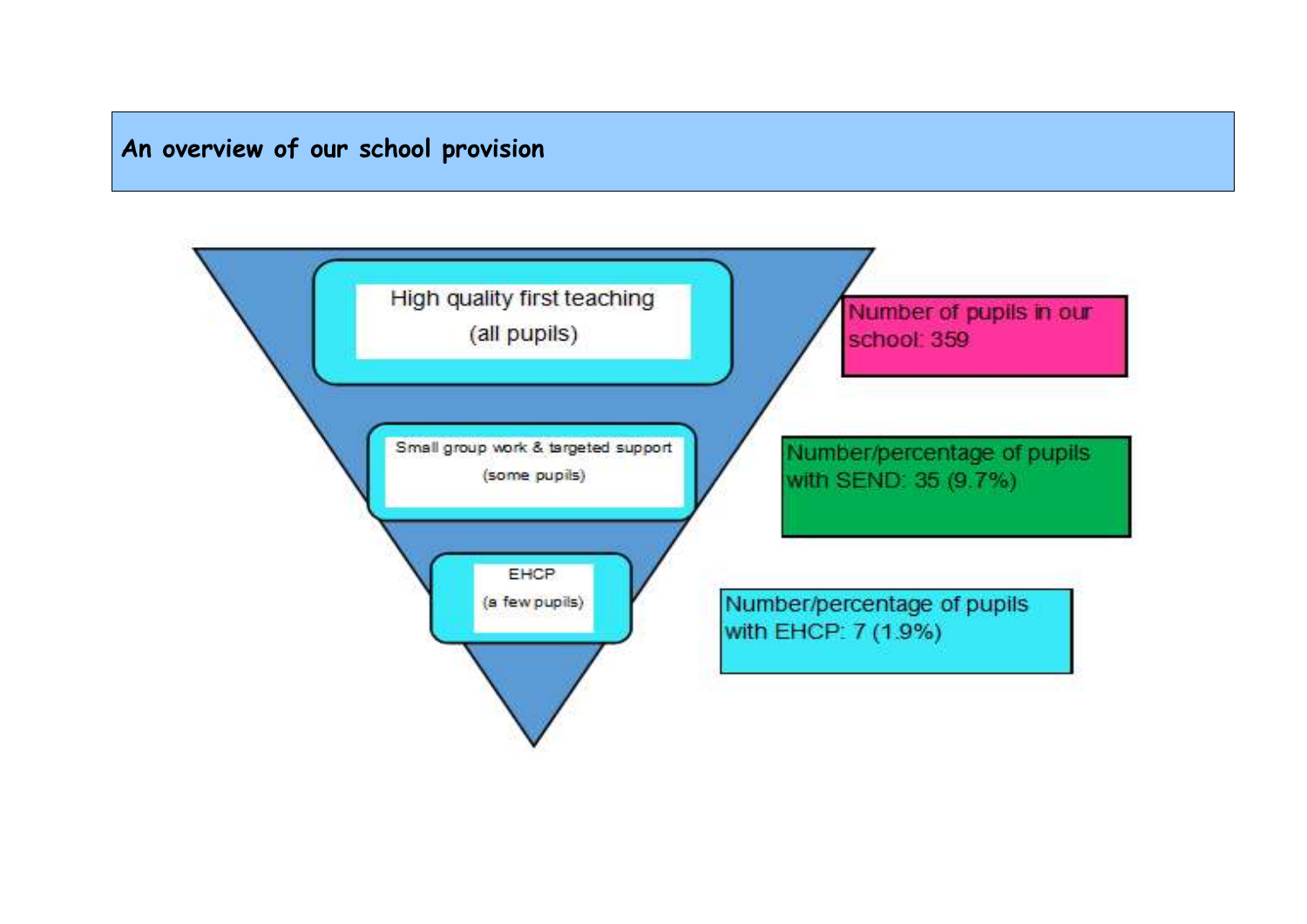## An overview of our school provision

High quality first teaching
(all pupils)

Small group work & targeted support
(some pupils)

EHCP
(a few pupils)

Number of pupils in our school: 359

Number/percentage of pupils with SEND: 35 (9.7%)

Number/percentage of pupils with EHCP: 7 (1.9%)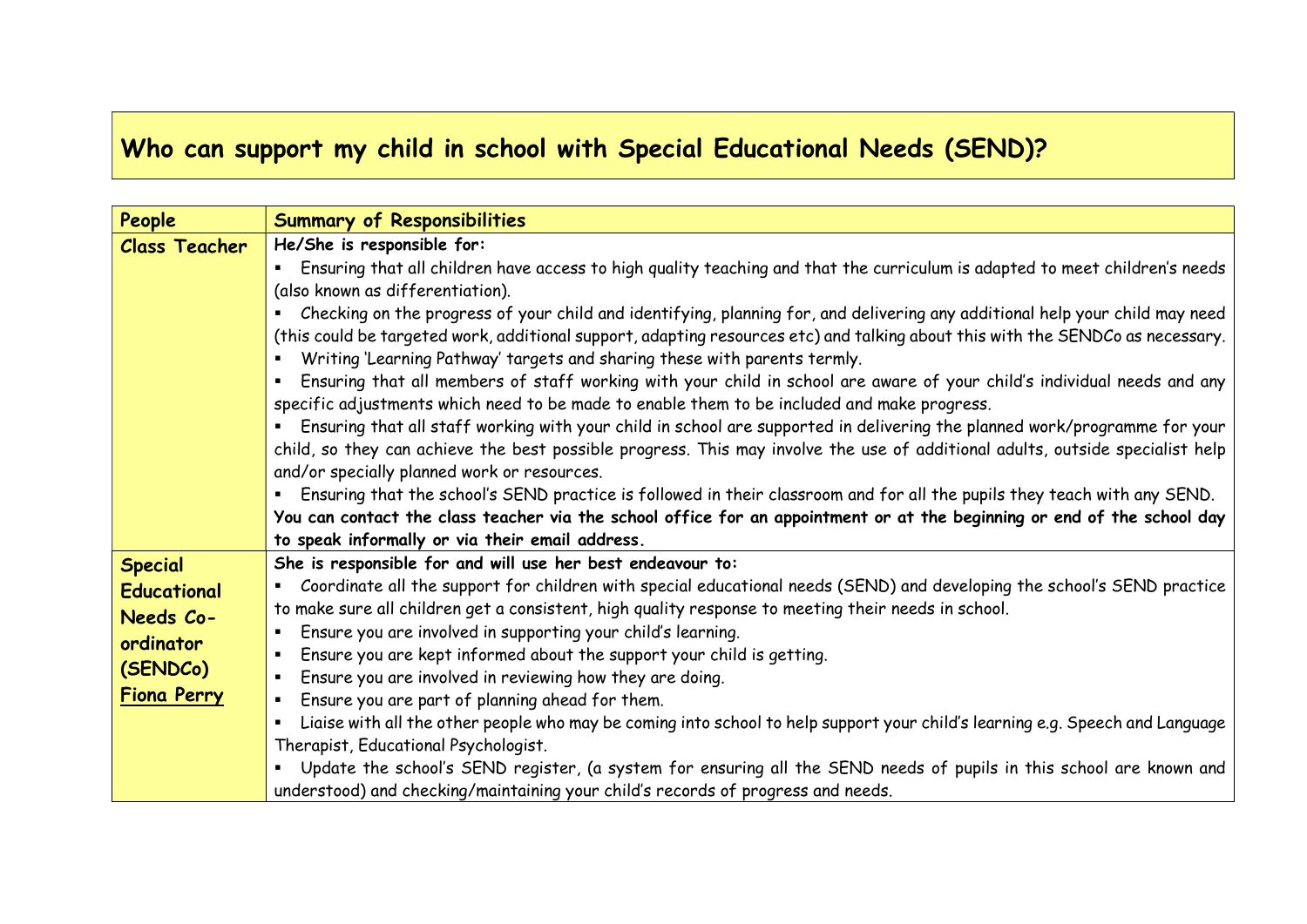## Who can support my child in school with Special Educational Needs (SEND)?

| People | Summary of Responsibilities |
|---|---|
| **Class Teacher** | **He/She is responsible for:**<br>▪ Ensuring that all children have access to high quality teaching and that the curriculum is adapted to meet children's needs (also known as differentiation).<br>▪ Checking on the progress of your child and identifying, planning for, and delivering any additional help your child may need (this could be targeted work, additional support, adapting resources etc) and talking about this with the SENDCo as necessary.<br>▪ Writing 'Learning Pathway' targets and sharing these with parents termly.<br>▪ Ensuring that all members of staff working with your child in school are aware of your child's individual needs and any specific adjustments which need to be made to enable them to be included and make progress.<br>▪ Ensuring that all staff working with your child in school are supported in delivering the planned work/programme for your child, so they can achieve the best possible progress. This may involve the use of additional adults, outside specialist help and/or specially planned work or resources.<br>▪ Ensuring that the school's SEND practice is followed in their classroom and for all the pupils they teach with any SEND.<br>**You can contact the class teacher via the school office for an appointment or at the beginning or end of the school day to speak informally or via their email address.** |
| **Special Educational Needs Co-ordinator (SENDCo)** <u>**Fiona Perry**</u> | **She is responsible for and will use her best endeavour to:**<br>▪ Coordinate all the support for children with special educational needs (SEND) and developing the school's SEND practice to make sure all children get a consistent, high quality response to meeting their needs in school.<br>▪ Ensure you are involved in supporting your child's learning.<br>▪ Ensure you are kept informed about the support your child is getting.<br>▪ Ensure you are involved in reviewing how they are doing.<br>▪ Ensure you are part of planning ahead for them.<br>▪ Liaise with all the other people who may be coming into school to help support your child's learning e.g. Speech and Language Therapist, Educational Psychologist.<br>▪ Update the school's SEND register, (a system for ensuring all the SEND needs of pupils in this school are known and understood) and checking/maintaining your child's records of progress and needs. |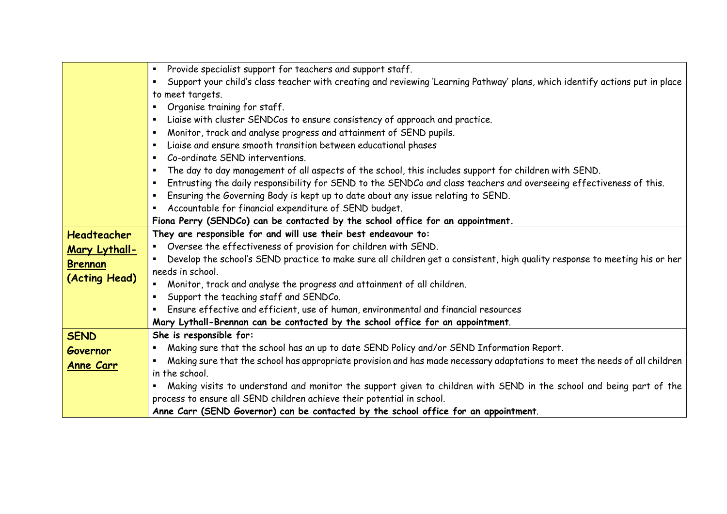| | |
|---|---|
| | ▪ Provide specialist support for teachers and support staff.<br>▪ Support your child's class teacher with creating and reviewing 'Learning Pathway' plans, which identify actions put in place to meet targets.<br>▪ Organise training for staff.<br>▪ Liaise with cluster SENDCos to ensure consistency of approach and practice.<br>▪ Monitor, track and analyse progress and attainment of SEND pupils.<br>▪ Liaise and ensure smooth transition between educational phases<br>▪ Co-ordinate SEND interventions.<br>▪ The day to day management of all aspects of the school, this includes support for children with SEND.<br>▪ Entrusting the daily responsibility for SEND to the SENDCo and class teachers and overseeing effectiveness of this.<br>▪ Ensuring the Governing Body is kept up to date about any issue relating to SEND.<br>▪ Accountable for financial expenditure of SEND budget.<br>**Fiona Perry (SENDCo) can be contacted by the school office for an appointment.** |
| **Headteacher**<br>**Mary Lythall-Brennan**<br>**(Acting Head)** | **They are responsible for and will use their best endeavour to:**<br>▪ Oversee the effectiveness of provision for children with SEND.<br>▪ Develop the school's SEND practice to make sure all children get a consistent, high quality response to meeting his or her needs in school.<br>▪ Monitor, track and analyse the progress and attainment of all children.<br>▪ Support the teaching staff and SENDCo.<br>▪ Ensure effective and efficient, use of human, environmental and financial resources<br>**Mary Lythall-Brennan can be contacted by the school office for an appointment**. |
| **SEND Governor**<br>**Anne Carr** | **She is responsible for:**<br>▪ Making sure that the school has an up to date SEND Policy and/or SEND Information Report.<br>▪ Making sure that the school has appropriate provision and has made necessary adaptations to meet the needs of all children in the school.<br>▪ Making visits to understand and monitor the support given to children with SEND in the school and being part of the process to ensure all SEND children achieve their potential in school.<br>**Anne Carr (SEND Governor) can be contacted by the school office for an appointment**. |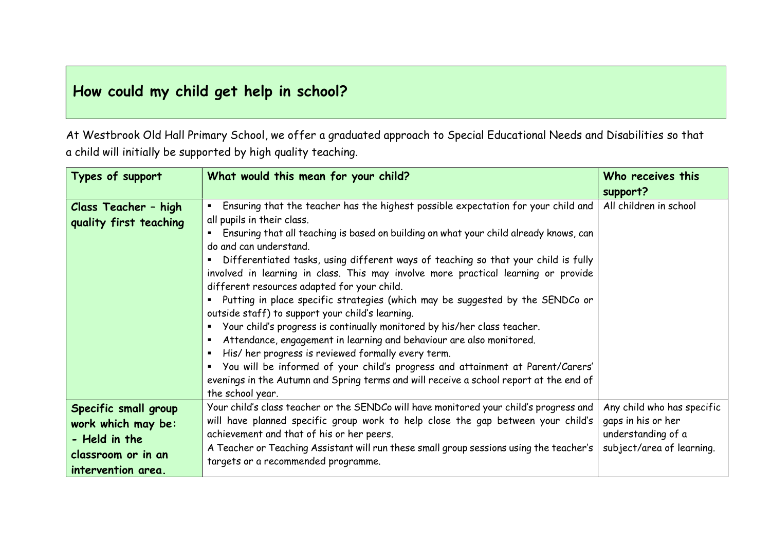## How could my child get help in school?

At Westbrook Old Hall Primary School, we offer a graduated approach to Special Educational Needs and Disabilities so that a child will initially be supported by high quality teaching.

| Types of support | What would this mean for your child? | Who receives this support? |
|---|---|---|
| **Class Teacher – high quality first teaching** | ▪ Ensuring that the teacher has the highest possible expectation for your child and all pupils in their class.<br>▪ Ensuring that all teaching is based on building on what your child already knows, can do and can understand.<br>▪ Differentiated tasks, using different ways of teaching so that your child is fully involved in learning in class. This may involve more practical learning or provide different resources adapted for your child.<br>▪ Putting in place specific strategies (which may be suggested by the SENDCo or outside staff) to support your child's learning.<br>▪ Your child's progress is continually monitored by his/her class teacher.<br>▪ Attendance, engagement in learning and behaviour are also monitored.<br>▪ His/ her progress is reviewed formally every term.<br>▪ You will be informed of your child's progress and attainment at Parent/Carers' evenings in the Autumn and Spring terms and will receive a school report at the end of the school year. | All children in school |
| **Specific small group work which may be:<br>- Held in the classroom or in an intervention area.** | Your child's class teacher or the SENDCo will have monitored your child's progress and will have planned specific group work to help close the gap between your child's achievement and that of his or her peers.<br>A Teacher or Teaching Assistant will run these small group sessions using the teacher's targets or a recommended programme. | Any child who has specific gaps in his or her understanding of a subject/area of learning. |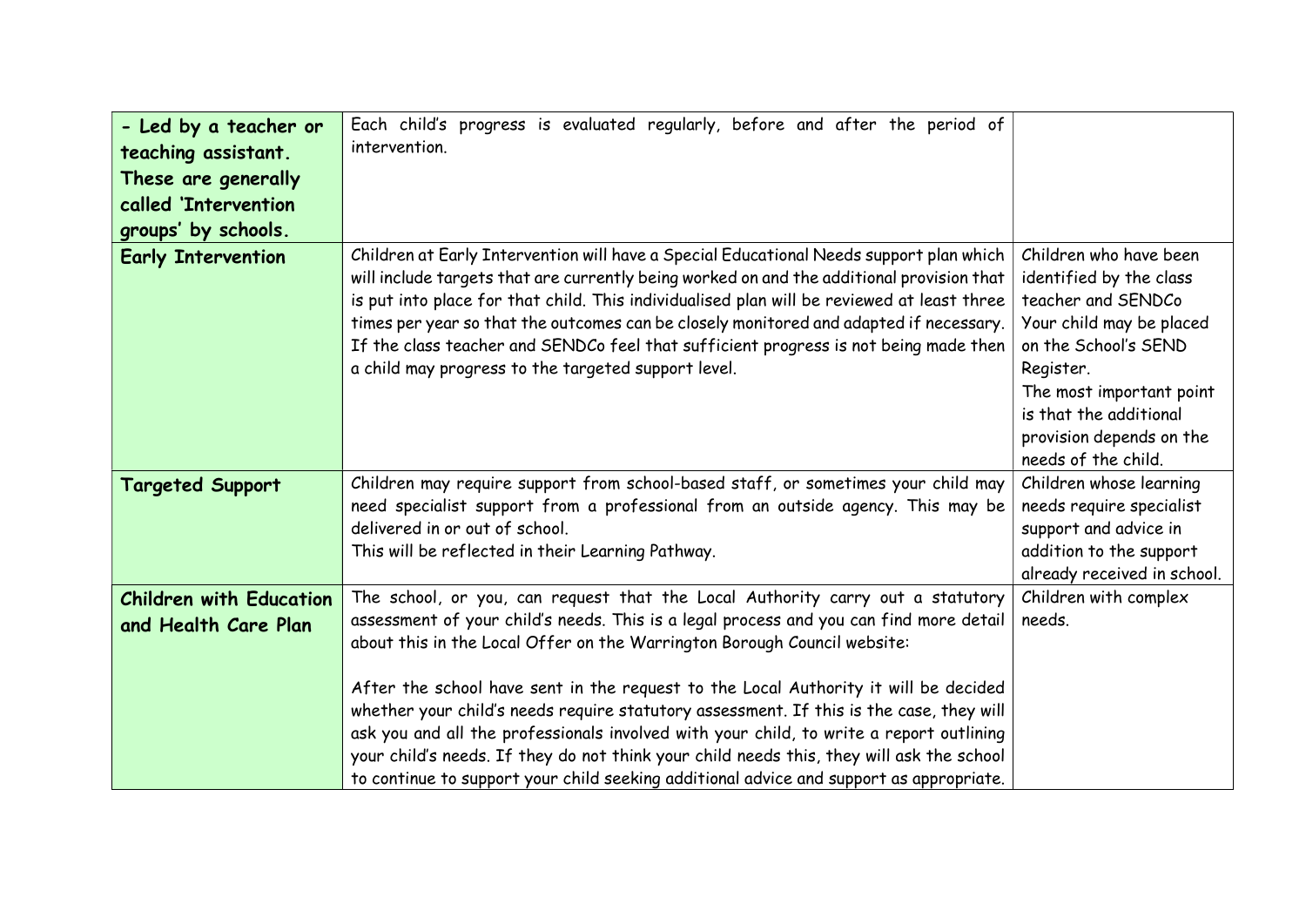| | | |
|---|---|---|
| **- Led by a teacher or teaching assistant. These are generally called 'Intervention groups' by schools.** | Each child's progress is evaluated regularly, before and after the period of intervention. | |
| **Early Intervention** | Children at Early Intervention will have a Special Educational Needs support plan which will include targets that are currently being worked on and the additional provision that is put into place for that child. This individualised plan will be reviewed at least three times per year so that the outcomes can be closely monitored and adapted if necessary. If the class teacher and SENDCo feel that sufficient progress is not being made then a child may progress to the targeted support level. | Children who have been identified by the class teacher and SENDCo Your child may be placed on the School's SEND Register. The most important point is that the additional provision depends on the needs of the child. |
| **Targeted Support** | Children may require support from school-based staff, or sometimes your child may need specialist support from a professional from an outside agency. This may be delivered in or out of school. This will be reflected in their Learning Pathway. | Children whose learning needs require specialist support and advice in addition to the support already received in school. |
| **Children with Education and Health Care Plan** | The school, or you, can request that the Local Authority carry out a statutory assessment of your child's needs. This is a legal process and you can find more detail about this in the Local Offer on the Warrington Borough Council website:<br><br>After the school have sent in the request to the Local Authority it will be decided whether your child's needs require statutory assessment. If this is the case, they will ask you and all the professionals involved with your child, to write a report outlining your child's needs. If they do not think your child needs this, they will ask the school to continue to support your child seeking additional advice and support as appropriate. | Children with complex needs. |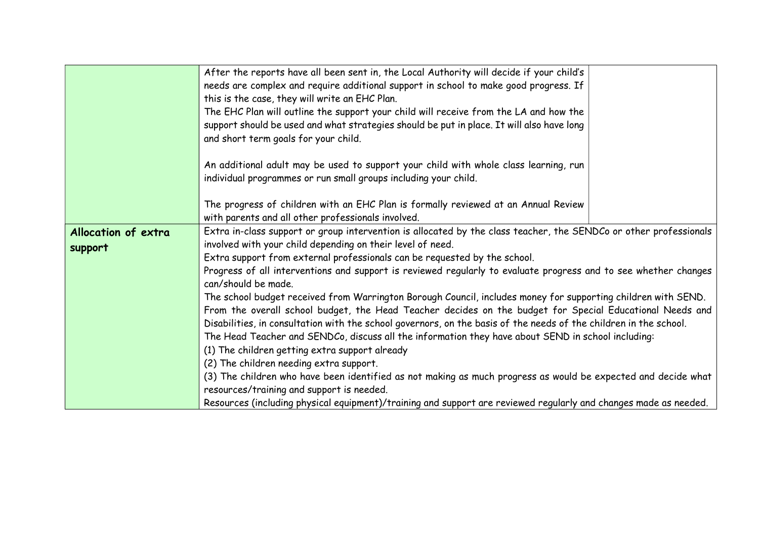| | | |
|---|---|---|
| | After the reports have all been sent in, the Local Authority will decide if your child's needs are complex and require additional support in school to make good progress. If this is the case, they will write an EHC Plan.<br>The EHC Plan will outline the support your child will receive from the LA and how the support should be used and what strategies should be put in place. It will also have long and short term goals for your child.<br><br>An additional adult may be used to support your child with whole class learning, run individual programmes or run small groups including your child.<br><br>The progress of children with an EHC Plan is formally reviewed at an Annual Review with parents and all other professionals involved. | |
| **Allocation of extra support** | Extra in-class support or group intervention is allocated by the class teacher, the SENDCo or other professionals involved with your child depending on their level of need.<br>Extra support from external professionals can be requested by the school.<br>Progress of all interventions and support is reviewed regularly to evaluate progress and to see whether changes can/should be made.<br>The school budget received from Warrington Borough Council, includes money for supporting children with SEND.<br>From the overall school budget, the Head Teacher decides on the budget for Special Educational Needs and Disabilities, in consultation with the school governors, on the basis of the needs of the children in the school.<br>The Head Teacher and SENDCo, discuss all the information they have about SEND in school including:<br>(1) The children getting extra support already<br>(2) The children needing extra support.<br>(3) The children who have been identified as not making as much progress as would be expected and decide what resources/training and support is needed.<br>Resources (including physical equipment)/training and support are reviewed regularly and changes made as needed. | |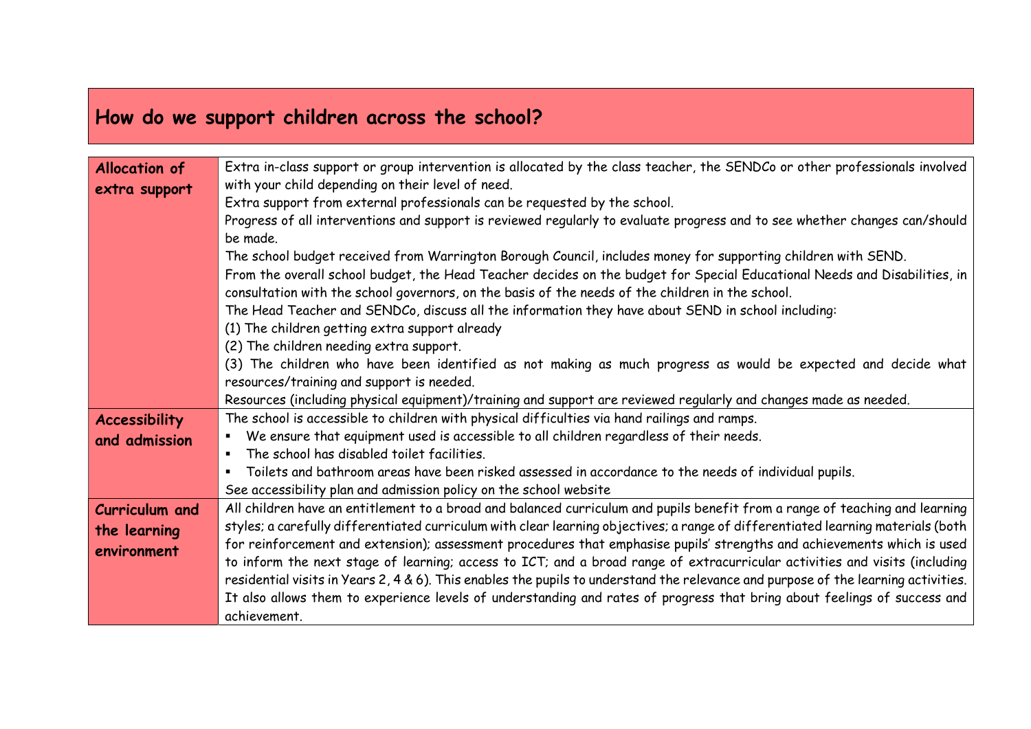## How do we support children across the school?

| | |
|---|---|
| **Allocation of extra support** | Extra in-class support or group intervention is allocated by the class teacher, the SENDCo or other professionals involved with your child depending on their level of need.<br>Extra support from external professionals can be requested by the school.<br>Progress of all interventions and support is reviewed regularly to evaluate progress and to see whether changes can/should be made.<br>The school budget received from Warrington Borough Council, includes money for supporting children with SEND.<br>From the overall school budget, the Head Teacher decides on the budget for Special Educational Needs and Disabilities, in consultation with the school governors, on the basis of the needs of the children in the school.<br>The Head Teacher and SENDCo, discuss all the information they have about SEND in school including:<br>(1) The children getting extra support already<br>(2) The children needing extra support.<br>(3) The children who have been identified as not making as much progress as would be expected and decide what resources/training and support is needed.<br>Resources (including physical equipment)/training and support are reviewed regularly and changes made as needed. |
| **Accessibility and admission** | The school is accessible to children with physical difficulties via hand railings and ramps.<br>▪ We ensure that equipment used is accessible to all children regardless of their needs.<br>▪ The school has disabled toilet facilities.<br>▪ Toilets and bathroom areas have been risked assessed in accordance to the needs of individual pupils.<br>See accessibility plan and admission policy on the school website |
| **Curriculum and the learning environment** | All children have an entitlement to a broad and balanced curriculum and pupils benefit from a range of teaching and learning styles; a carefully differentiated curriculum with clear learning objectives; a range of differentiated learning materials (both for reinforcement and extension); assessment procedures that emphasise pupils' strengths and achievements which is used to inform the next stage of learning; access to ICT; and a broad range of extracurricular activities and visits (including residential visits in Years 2, 4 & 6). This enables the pupils to understand the relevance and purpose of the learning activities. It also allows them to experience levels of understanding and rates of progress that bring about feelings of success and achievement. |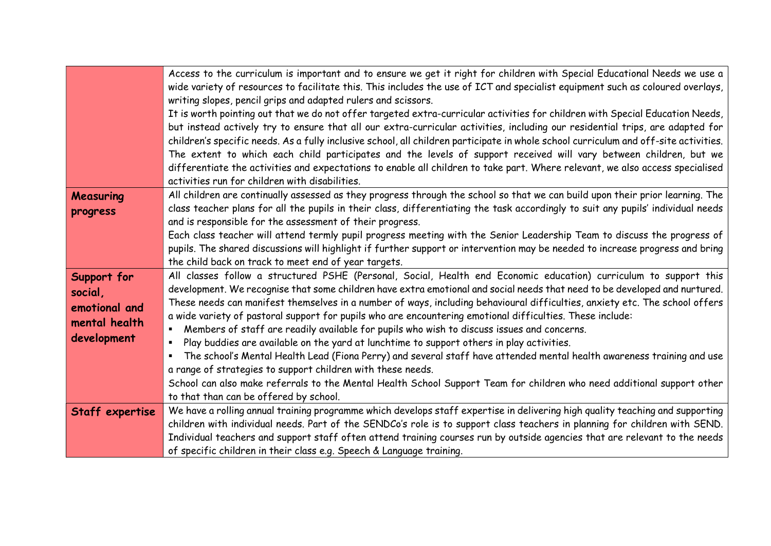| | |
|---|---|
| | Access to the curriculum is important and to ensure we get it right for children with Special Educational Needs we use a wide variety of resources to facilitate this. This includes the use of ICT and specialist equipment such as coloured overlays, writing slopes, pencil grips and adapted rulers and scissors.<br>It is worth pointing out that we do not offer targeted extra-curricular activities for children with Special Education Needs, but instead actively try to ensure that all our extra-curricular activities, including our residential trips, are adapted for children's specific needs. As a fully inclusive school, all children participate in whole school curriculum and off-site activities. The extent to which each child participates and the levels of support received will vary between children, but we differentiate the activities and expectations to enable all children to take part. Where relevant, we also access specialised activities run for children with disabilities. |
| **Measuring progress** | All children are continually assessed as they progress through the school so that we can build upon their prior learning. The class teacher plans for all the pupils in their class, differentiating the task accordingly to suit any pupils' individual needs and is responsible for the assessment of their progress.<br>Each class teacher will attend termly pupil progress meeting with the Senior Leadership Team to discuss the progress of pupils. The shared discussions will highlight if further support or intervention may be needed to increase progress and bring the child back on track to meet end of year targets. |
| **Support for social, emotional and mental health development** | All classes follow a structured PSHE (Personal, Social, Health end Economic education) curriculum to support this development. We recognise that some children have extra emotional and social needs that need to be developed and nurtured. These needs can manifest themselves in a number of ways, including behavioural difficulties, anxiety etc. The school offers a wide variety of pastoral support for pupils who are encountering emotional difficulties. These include:<br>▪ Members of staff are readily available for pupils who wish to discuss issues and concerns.<br>▪ Play buddies are available on the yard at lunchtime to support others in play activities.<br>▪ The school's Mental Health Lead (Fiona Perry) and several staff have attended mental health awareness training and use a range of strategies to support children with these needs.<br>School can also make referrals to the Mental Health School Support Team for children who need additional support other to that than can be offered by school. |
| **Staff expertise** | We have a rolling annual training programme which develops staff expertise in delivering high quality teaching and supporting children with individual needs. Part of the SENDCo's role is to support class teachers in planning for children with SEND. Individual teachers and support staff often attend training courses run by outside agencies that are relevant to the needs of specific children in their class e.g. Speech & Language training. |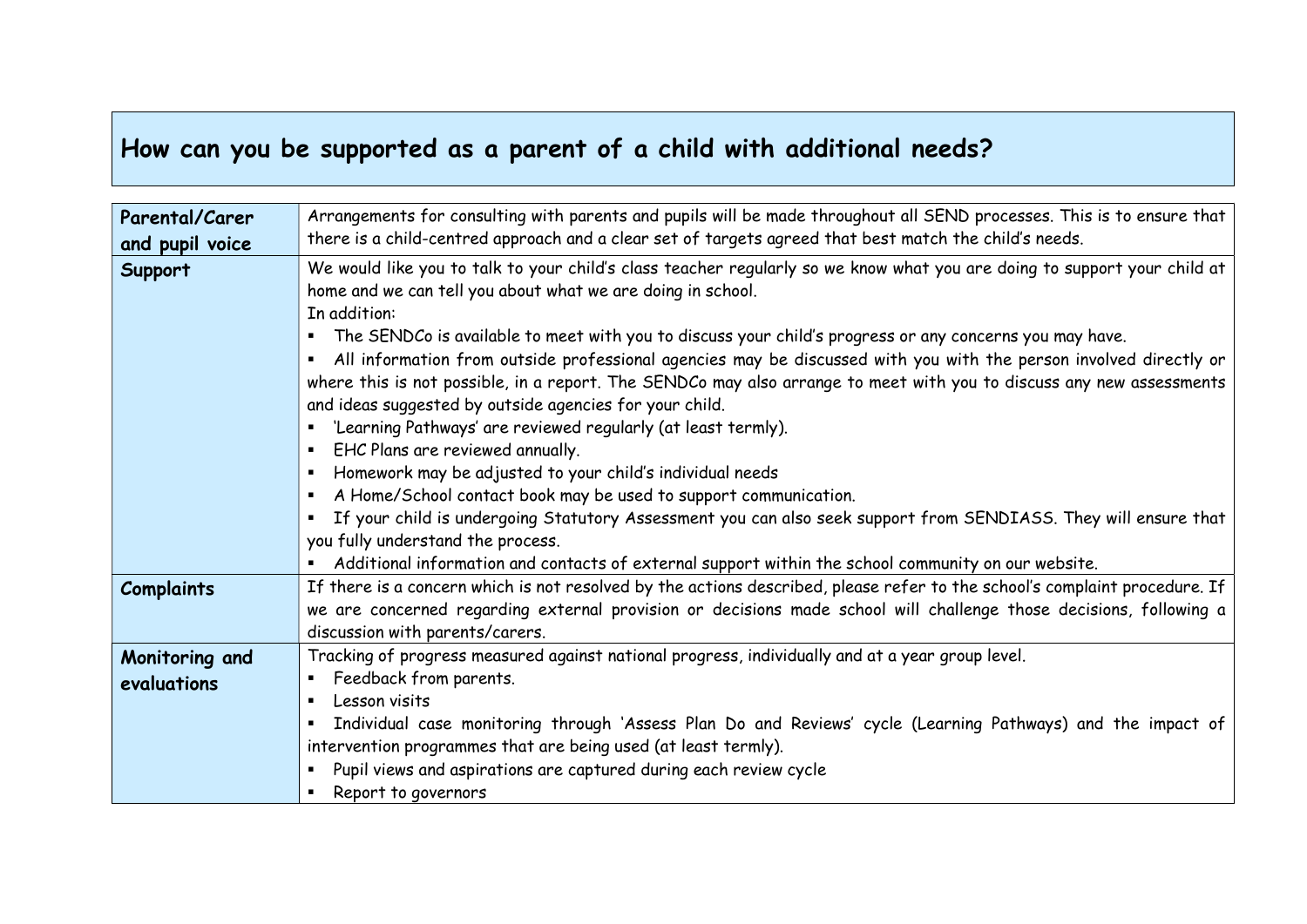## How can you be supported as a parent of a child with additional needs?

| | |
|---|---|
| **Parental/Carer and pupil voice** | Arrangements for consulting with parents and pupils will be made throughout all SEND processes. This is to ensure that there is a child-centred approach and a clear set of targets agreed that best match the child's needs. |
| **Support** | We would like you to talk to your child's class teacher regularly so we know what you are doing to support your child at home and we can tell you about what we are doing in school.<br>In addition:<br>▪ The SENDCo is available to meet with you to discuss your child's progress or any concerns you may have.<br>▪ All information from outside professional agencies may be discussed with you with the person involved directly or where this is not possible, in a report. The SENDCo may also arrange to meet with you to discuss any new assessments and ideas suggested by outside agencies for your child.<br>▪ 'Learning Pathways' are reviewed regularly (at least termly).<br>▪ EHC Plans are reviewed annually.<br>▪ Homework may be adjusted to your child's individual needs<br>▪ A Home/School contact book may be used to support communication.<br>▪ If your child is undergoing Statutory Assessment you can also seek support from SENDIASS. They will ensure that you fully understand the process.<br>▪ Additional information and contacts of external support within the school community on our website. |
| **Complaints** | If there is a concern which is not resolved by the actions described, please refer to the school's complaint procedure. If we are concerned regarding external provision or decisions made school will challenge those decisions, following a discussion with parents/carers. |
| **Monitoring and evaluations** | Tracking of progress measured against national progress, individually and at a year group level.<br>▪ Feedback from parents.<br>▪ Lesson visits<br>▪ Individual case monitoring through 'Assess Plan Do and Reviews' cycle (Learning Pathways) and the impact of intervention programmes that are being used (at least termly).<br>▪ Pupil views and aspirations are captured during each review cycle<br>▪ Report to governors |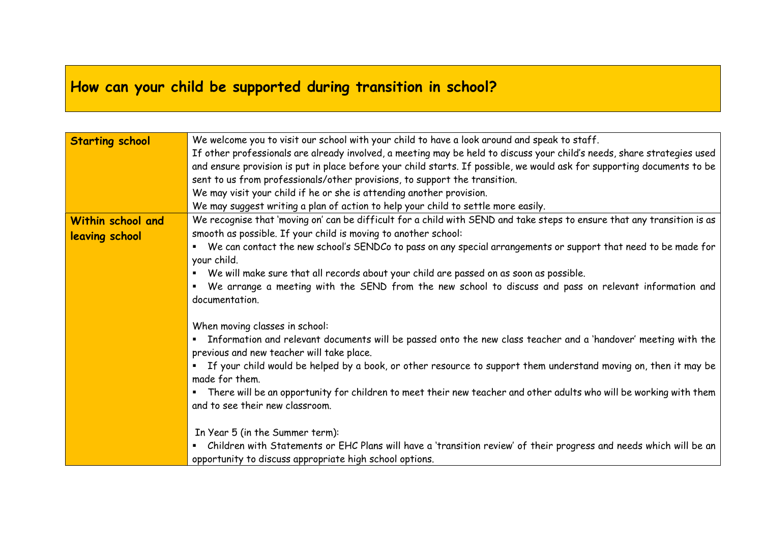## How can your child be supported during transition in school?

| | |
|---|---|
| **Starting school** | We welcome you to visit our school with your child to have a look around and speak to staff.<br>If other professionals are already involved, a meeting may be held to discuss your child's needs, share strategies used and ensure provision is put in place before your child starts. If possible, we would ask for supporting documents to be sent to us from professionals/other provisions, to support the transition.<br>We may visit your child if he or she is attending another provision.<br>We may suggest writing a plan of action to help your child to settle more easily. |
| **Within school and leaving school** | We recognise that 'moving on' can be difficult for a child with SEND and take steps to ensure that any transition is as smooth as possible. If your child is moving to another school:<br>▪ We can contact the new school's SENDCo to pass on any special arrangements or support that need to be made for your child.<br>▪ We will make sure that all records about your child are passed on as soon as possible.<br>▪ We arrange a meeting with the SEND from the new school to discuss and pass on relevant information and documentation.<br><br>When moving classes in school:<br>▪ Information and relevant documents will be passed onto the new class teacher and a 'handover' meeting with the previous and new teacher will take place.<br>▪ If your child would be helped by a book, or other resource to support them understand moving on, then it may be made for them.<br>▪ There will be an opportunity for children to meet their new teacher and other adults who will be working with them and to see their new classroom.<br><br>In Year 5 (in the Summer term):<br>▪ Children with Statements or EHC Plans will have a 'transition review' of their progress and needs which will be an opportunity to discuss appropriate high school options. |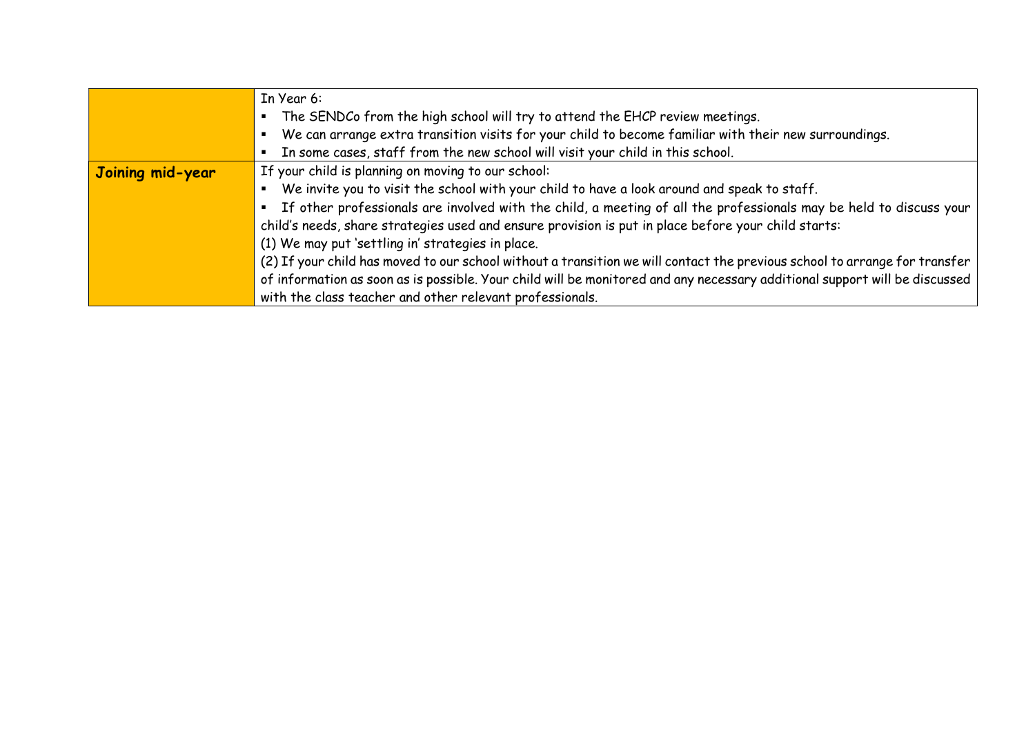| | |
|---|---|
| | In Year 6:<br>▪ The SENDCo from the high school will try to attend the EHCP review meetings.<br>▪ We can arrange extra transition visits for your child to become familiar with their new surroundings.<br>▪ In some cases, staff from the new school will visit your child in this school. |
| **Joining mid-year** | If your child is planning on moving to our school:<br>▪ We invite you to visit the school with your child to have a look around and speak to staff.<br>▪ If other professionals are involved with the child, a meeting of all the professionals may be held to discuss your child's needs, share strategies used and ensure provision is put in place before your child starts:<br>(1) We may put 'settling in' strategies in place.<br>(2) If your child has moved to our school without a transition we will contact the previous school to arrange for transfer of information as soon as is possible. Your child will be monitored and any necessary additional support will be discussed with the class teacher and other relevant professionals. |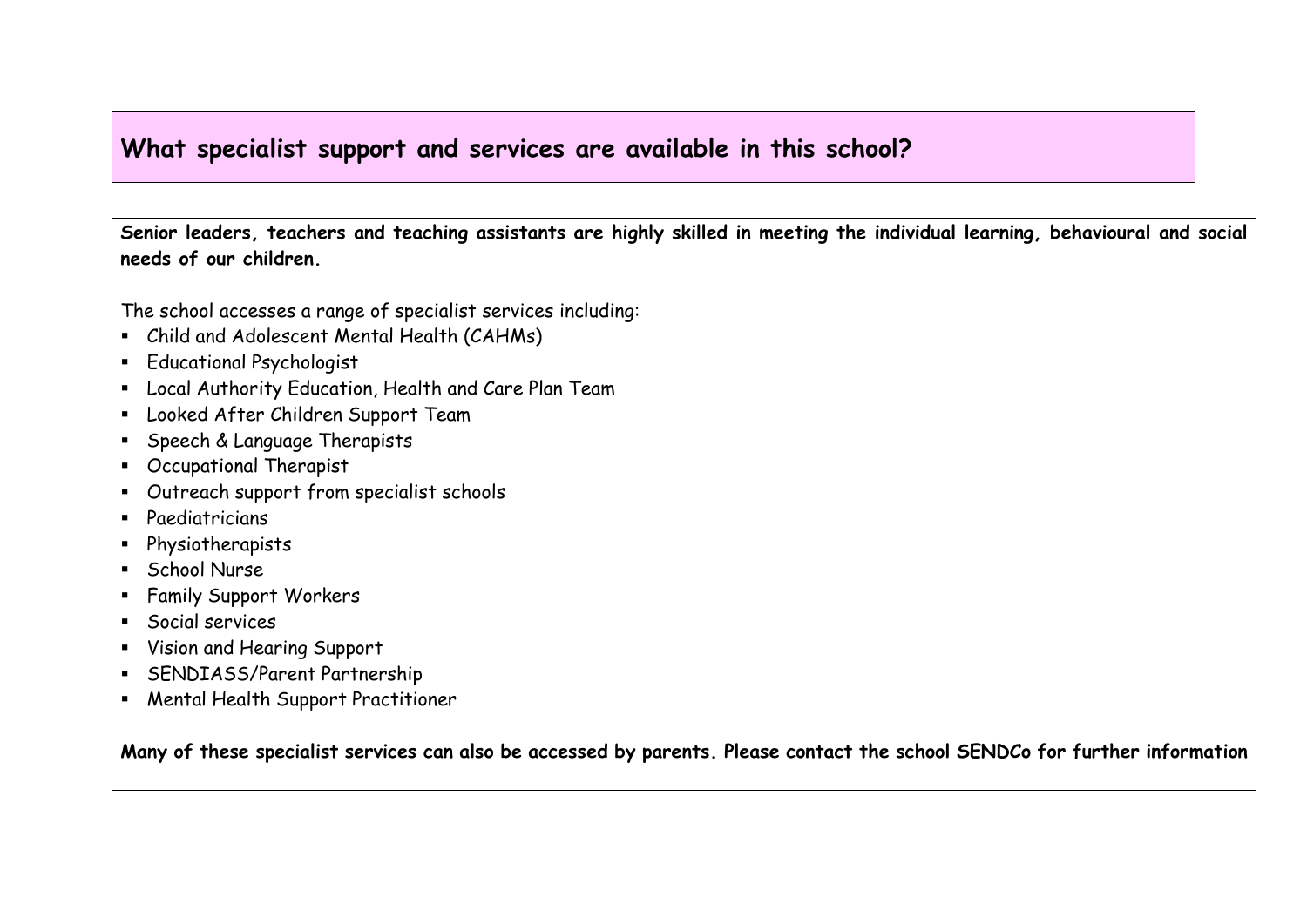## What specialist support and services are available in this school?

**Senior leaders, teachers and teaching assistants are highly skilled in meeting the individual learning, behavioural and social needs of our children.**

The school accesses a range of specialist services including:

- Child and Adolescent Mental Health (CAHMs)
- Educational Psychologist
- Local Authority Education, Health and Care Plan Team
- Looked After Children Support Team
- Speech & Language Therapists
- Occupational Therapist
- Outreach support from specialist schools
- Paediatricians
- Physiotherapists
- School Nurse
- Family Support Workers
- Social services
- Vision and Hearing Support
- SENDIASS/Parent Partnership
- Mental Health Support Practitioner

**Many of these specialist services can also be accessed by parents. Please contact the school SENDCo for further information**